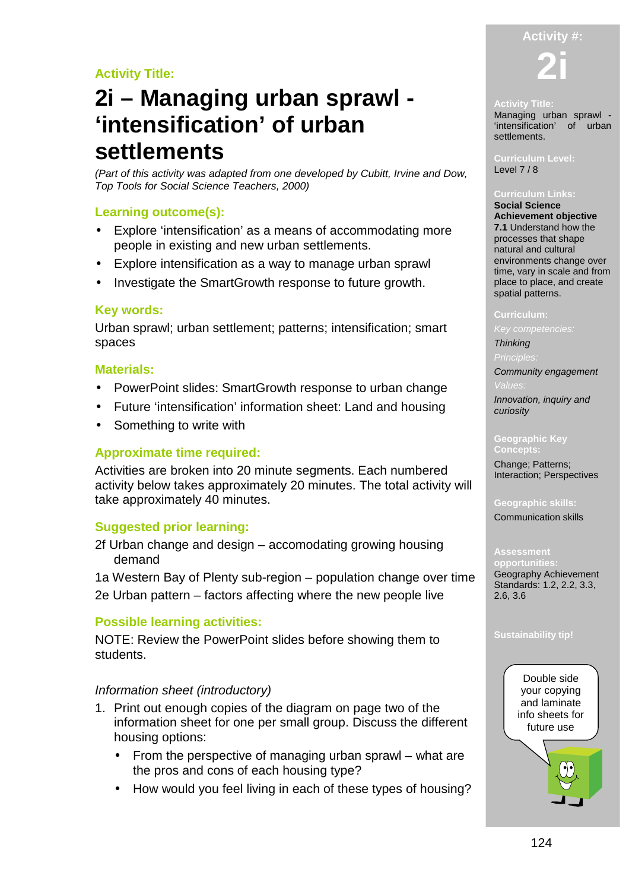**Activity Title:**

# 2i – Managing urban sprawl - 'intensification' of urban settlements

*(Part of this activity was adapted from one developed by Cubitt, Irvine and Dow, Top Tools for Social Science Teachers, 2000)*

## Learning outcome(s):

- Explore 'intensification' as a means of accommodating more people in existing and new urban settlements.
- Explore intensification as a way to manage urban sprawl
- Investigate the SmartGrowth response to future growth.

## Key words:

Urban sprawl; urban settlement; patterns; intensification; smart spaces

## Materials:

- PowerPoint slides: SmartGrowth response to urban change
- Future 'intensification' information sheet: Land and housing
- Something to write with

## Approximate time required:

Activities are broken into 20 minute segments. Each numbered activity below takes approximately 20 minutes. The total activity will take approximately 40 minutes.

## Suggested prior learning:

2f Urban change and design – accomodating growing housing demand

1a Western Bay of Plenty sub-region – population change over time

2e Urban pattern – factors affecting where the new people live

## Possible learning activities:

NOTE: Review the PowerPoint slides before showing them to students.

*Information sheet (introductory)*

1. Print out enough copies of the diagram on page two of the information sheet for one per small group. Discuss the different housing options:
   - From the perspective of managing urban sprawl – what are the pros and cons of each housing type?
   - How would you feel living in each of these types of housing?

**Activity #:** **2i**

**Activity Title:**
Managing urban sprawl - 'intensification' of urban settlements.

**Curriculum Level:**
Level 7 / 8

**Curriculum Links:**
**Social Science Achievement objective**
**7.1** Understand how the processes that shape natural and cultural environments change over time, vary in scale and from place to place, and create spatial patterns.

**Curriculum:**
*Key competencies:*
*Thinking*
*Principles:*
*Community engagement*
*Values:*
*Innovation, inquiry and curiosity*

**Geographic Key Concepts:**
Change; Patterns; Interaction; Perspectives

**Geographic skills:**
Communication skills

**Assessment opportunities:**
Geography Achievement Standards: 1.2, 2.2, 3.3, 2.6, 3.6

**Sustainability tip!**
Double side your copying and laminate info sheets for future use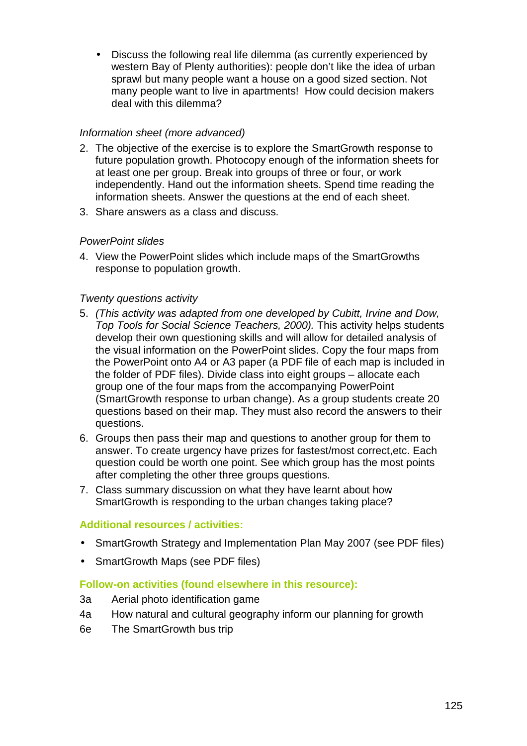- Discuss the following real life dilemma (as currently experienced by western Bay of Plenty authorities): people don't like the idea of urban sprawl but many people want a house on a good sized section. Not many people want to live in apartments! How could decision makers deal with this dilemma?

*Information sheet (more advanced)*

2. The objective of the exercise is to explore the SmartGrowth response to future population growth. Photocopy enough of the information sheets for at least one per group. Break into groups of three or four, or work independently. Hand out the information sheets. Spend time reading the information sheets. Answer the questions at the end of each sheet.
3. Share answers as a class and discuss.

*PowerPoint slides*

4. View the PowerPoint slides which include maps of the SmartGrowths response to population growth.

*Twenty questions activity*

5. *(This activity was adapted from one developed by Cubitt, Irvine and Dow, Top Tools for Social Science Teachers, 2000).* This activity helps students develop their own questioning skills and will allow for detailed analysis of the visual information on the PowerPoint slides. Copy the four maps from the PowerPoint onto A4 or A3 paper (a PDF file of each map is included in the folder of PDF files). Divide class into eight groups – allocate each group one of the four maps from the accompanying PowerPoint (SmartGrowth response to urban change). As a group students create 20 questions based on their map. They must also record the answers to their questions.
6. Groups then pass their map and questions to another group for them to answer. To create urgency have prizes for fastest/most correct,etc. Each question could be worth one point. See which group has the most points after completing the other three groups questions.
7. Class summary discussion on what they have learnt about how SmartGrowth is responding to the urban changes taking place?

**Additional resources / activities:**

- SmartGrowth Strategy and Implementation Plan May 2007 (see PDF files)
- SmartGrowth Maps (see PDF files)

**Follow-on activities (found elsewhere in this resource):**

3a Aerial photo identification game

4a How natural and cultural geography inform our planning for growth

6e The SmartGrowth bus trip